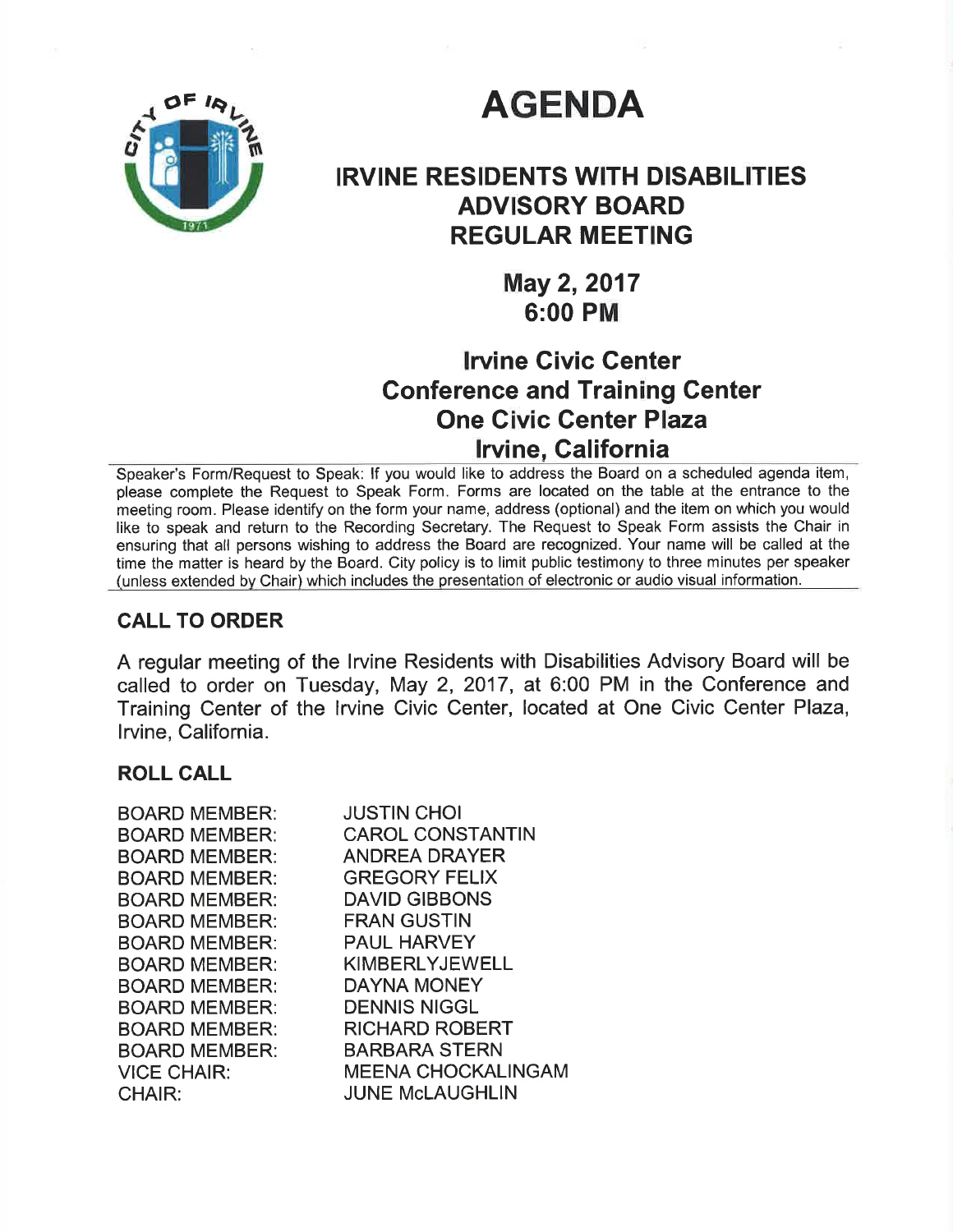# AGENDA

## IRVINE RESIDENTS WITH DISABILITIES ADVISORY BOARD REGULAR MEETING

### May 2, 2017
### 6:00 PM

### Irvine Civic Center
### Conference and Training Center
### One Civic Center Plaza
### Irvine, California

Speaker's Form/Request to Speak: If you would like to address the Board on a scheduled agenda item, please complete the Request to Speak Form. Forms are located on the table at the entrance to the meeting room. Please identify on the form your name, address (optional) and the item on which you would like to speak and return to the Recording Secretary. The Request to Speak Form assists the Chair in ensuring that all persons wishing to address the Board are recognized. Your name will be called at the time the matter is heard by the Board. City policy is to limit public testimony to three minutes per speaker (unless extended by Chair) which includes the presentation of electronic or audio visual information.

## CALL TO ORDER

A regular meeting of the Irvine Residents with Disabilities Advisory Board will be called to order on Tuesday, May 2, 2017, at 6:00 PM in the Conference and Training Center of the Irvine Civic Center, located at One Civic Center Plaza, Irvine, California.

## ROLL CALL

| | |
|---|---|
| BOARD MEMBER: | JUSTIN CHOI |
| BOARD MEMBER: | CAROL CONSTANTIN |
| BOARD MEMBER: | ANDREA DRAYER |
| BOARD MEMBER: | GREGORY FELIX |
| BOARD MEMBER: | DAVID GIBBONS |
| BOARD MEMBER: | FRAN GUSTIN |
| BOARD MEMBER: | PAUL HARVEY |
| BOARD MEMBER: | KIMBERLY JEWELL |
| BOARD MEMBER: | DAYNA MONEY |
| BOARD MEMBER: | DENNIS NIGGL |
| BOARD MEMBER: | RICHARD ROBERT |
| BOARD MEMBER: | BARBARA STERN |
| VICE CHAIR: | MEENA CHOCKALINGAM |
| CHAIR: | JUNE McLAUGHLIN |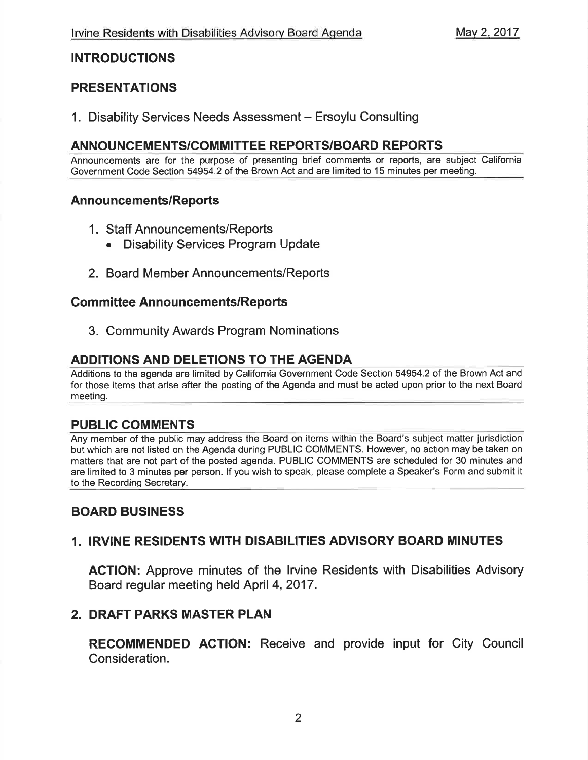## INTRODUCTIONS

## PRESENTATIONS

1. Disability Services Needs Assessment – Ersoylu Consulting

## ANNOUNCEMENTS/COMMITTEE REPORTS/BOARD REPORTS

Announcements are for the purpose of presenting brief comments or reports, are subject California Government Code Section 54954.2 of the Brown Act and are limited to 15 minutes per meeting.

### Announcements/Reports

1. Staff Announcements/Reports
   - Disability Services Program Update

2. Board Member Announcements/Reports

### Committee Announcements/Reports

3. Community Awards Program Nominations

## ADDITIONS AND DELETIONS TO THE AGENDA

Additions to the agenda are limited by California Government Code Section 54954.2 of the Brown Act and for those items that arise after the posting of the Agenda and must be acted upon prior to the next Board meeting.

## PUBLIC COMMENTS

Any member of the public may address the Board on items within the Board's subject matter jurisdiction but which are not listed on the Agenda during PUBLIC COMMENTS. However, no action may be taken on matters that are not part of the posted agenda. PUBLIC COMMENTS are scheduled for 30 minutes and are limited to 3 minutes per person. If you wish to speak, please complete a Speaker's Form and submit it to the Recording Secretary.

## BOARD BUSINESS

### 1. IRVINE RESIDENTS WITH DISABILITIES ADVISORY BOARD MINUTES

**ACTION:** Approve minutes of the Irvine Residents with Disabilities Advisory Board regular meeting held April 4, 2017.

### 2. DRAFT PARKS MASTER PLAN

**RECOMMENDED ACTION:** Receive and provide input for City Council Consideration.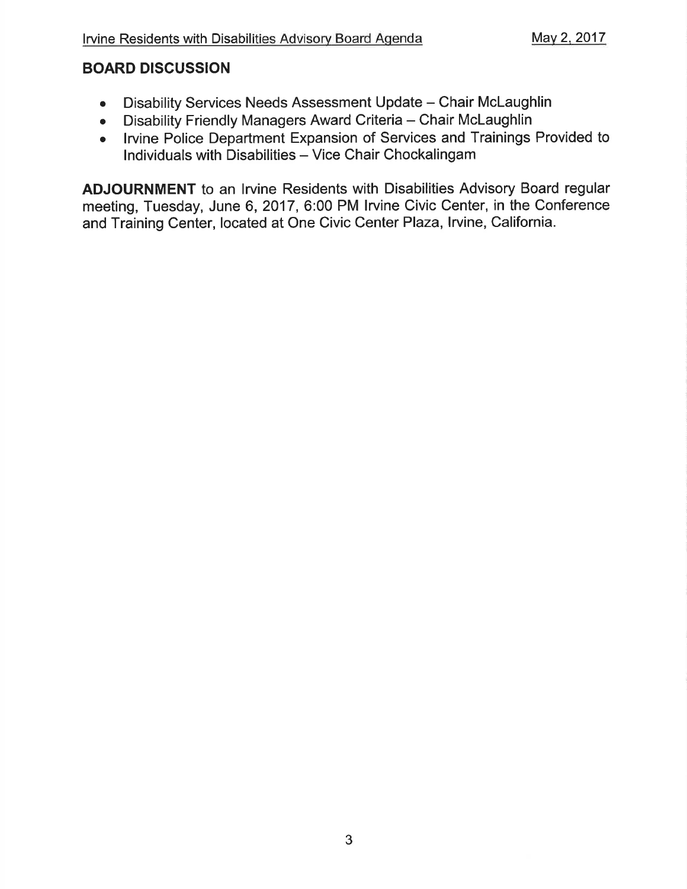## BOARD DISCUSSION

- Disability Services Needs Assessment Update – Chair McLaughlin
- Disability Friendly Managers Award Criteria – Chair McLaughlin
- Irvine Police Department Expansion of Services and Trainings Provided to Individuals with Disabilities – Vice Chair Chockalingam

**ADJOURNMENT** to an Irvine Residents with Disabilities Advisory Board regular meeting, Tuesday, June 6, 2017, 6:00 PM Irvine Civic Center, in the Conference and Training Center, located at One Civic Center Plaza, Irvine, California.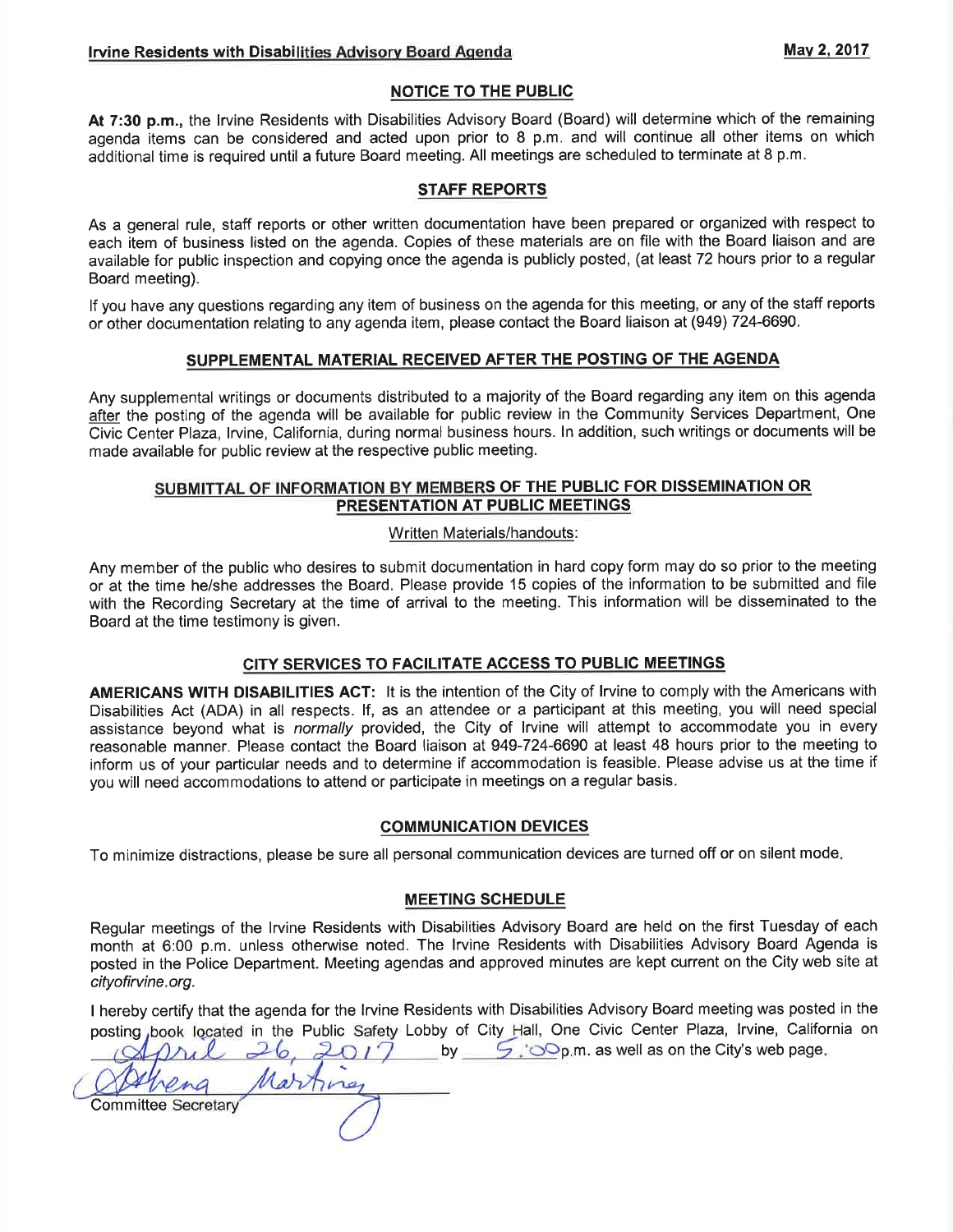## NOTICE TO THE PUBLIC

**At 7:30 p.m.,** the Irvine Residents with Disabilities Advisory Board (Board) will determine which of the remaining agenda items can be considered and acted upon prior to 8 p.m. and will continue all other items on which additional time is required until a future Board meeting. All meetings are scheduled to terminate at 8 p.m.

## STAFF REPORTS

As a general rule, staff reports or other written documentation have been prepared or organized with respect to each item of business listed on the agenda. Copies of these materials are on file with the Board liaison and are available for public inspection and copying once the agenda is publicly posted, (at least 72 hours prior to a regular Board meeting).

If you have any questions regarding any item of business on the agenda for this meeting, or any of the staff reports or other documentation relating to any agenda item, please contact the Board liaison at (949) 724-6690.

## SUPPLEMENTAL MATERIAL RECEIVED AFTER THE POSTING OF THE AGENDA

Any supplemental writings or documents distributed to a majority of the Board regarding any item on this agenda after the posting of the agenda will be available for public review in the Community Services Department, One Civic Center Plaza, Irvine, California, during normal business hours. In addition, such writings or documents will be made available for public review at the respective public meeting.

## SUBMITTAL OF INFORMATION BY MEMBERS OF THE PUBLIC FOR DISSEMINATION OR PRESENTATION AT PUBLIC MEETINGS

Written Materials/handouts:

Any member of the public who desires to submit documentation in hard copy form may do so prior to the meeting or at the time he/she addresses the Board. Please provide 15 copies of the information to be submitted and file with the Recording Secretary at the time of arrival to the meeting. This information will be disseminated to the Board at the time testimony is given.

## CITY SERVICES TO FACILITATE ACCESS TO PUBLIC MEETINGS

**AMERICANS WITH DISABILITIES ACT:** It is the intention of the City of Irvine to comply with the Americans with Disabilities Act (ADA) in all respects. If, as an attendee or a participant at this meeting, you will need special assistance beyond what is *normally* provided, the City of Irvine will attempt to accommodate you in every reasonable manner. Please contact the Board liaison at 949-724-6690 at least 48 hours prior to the meeting to inform us of your particular needs and to determine if accommodation is feasible. Please advise us at the time if you will need accommodations to attend or participate in meetings on a regular basis.

## COMMUNICATION DEVICES

To minimize distractions, please be sure all personal communication devices are turned off or on silent mode.

## MEETING SCHEDULE

Regular meetings of the Irvine Residents with Disabilities Advisory Board are held on the first Tuesday of each month at 6:00 p.m. unless otherwise noted. The Irvine Residents with Disabilities Advisory Board Agenda is posted in the Police Department. Meeting agendas and approved minutes are kept current on the City web site at *cityofirvine.org*.

I hereby certify that the agenda for the Irvine Residents with Disabilities Advisory Board meeting was posted in the posting book located in the Public Safety Lobby of City Hall, One Civic Center Plaza, Irvine, California on April 26, 2017 by 5:00 p.m. as well as on the City's web page.

Athena Martinez
Committee Secretary